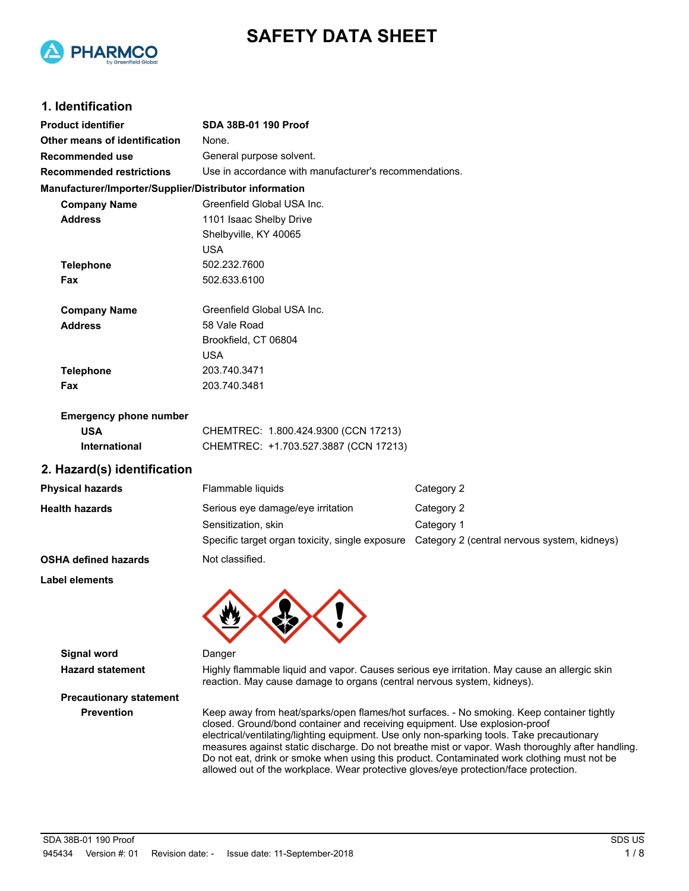# SAFETY DATA SHEET

PHARMCO by Greenfield Global

## 1. Identification

| | |
|---|---|
| **Product identifier** | **SDA 38B-01 190 Proof** |
| **Other means of identification** | None. |
| **Recommended use** | General purpose solvent. |
| **Recommended restrictions** | Use in accordance with manufacturer's recommendations. |

**Manufacturer/Importer/Supplier/Distributor information**

| | |
|---|---|
| **Company Name** | Greenfield Global USA Inc. |
| **Address** | 1101 Isaac Shelby Drive<br>Shelbyville, KY 40065<br>USA |
| **Telephone** | 502.232.7600 |
| **Fax** | 502.633.6100 |
| **Company Name** | Greenfield Global USA Inc. |
| **Address** | 58 Vale Road<br>Brookfield, CT 06804<br>USA |
| **Telephone** | 203.740.3471 |
| **Fax** | 203.740.3481 |

**Emergency phone number**

| | |
|---|---|
| **USA** | CHEMTREC: 1.800.424.9300 (CCN 17213) |
| **International** | CHEMTREC: +1.703.527.3887 (CCN 17213) |

## 2. Hazard(s) identification

| | | |
|---|---|---|
| **Physical hazards** | Flammable liquids | Category 2 |
| **Health hazards** | Serious eye damage/eye irritation | Category 2 |
| | Sensitization, skin | Category 1 |
| | Specific target organ toxicity, single exposure | Category 2 (central nervous system, kidneys) |
| **OSHA defined hazards** | Not classified. | |

**Label elements**

**Signal word** Danger

**Hazard statement** Highly flammable liquid and vapor. Causes serious eye irritation. May cause an allergic skin reaction. May cause damage to organs (central nervous system, kidneys).

**Precautionary statement**

**Prevention** Keep away from heat/sparks/open flames/hot surfaces. - No smoking. Keep container tightly closed. Ground/bond container and receiving equipment. Use explosion-proof electrical/ventilating/lighting equipment. Use only non-sparking tools. Take precautionary measures against static discharge. Do not breathe mist or vapor. Wash thoroughly after handling. Do not eat, drink or smoke when using this product. Contaminated work clothing must not be allowed out of the workplace. Wear protective gloves/eye protection/face protection.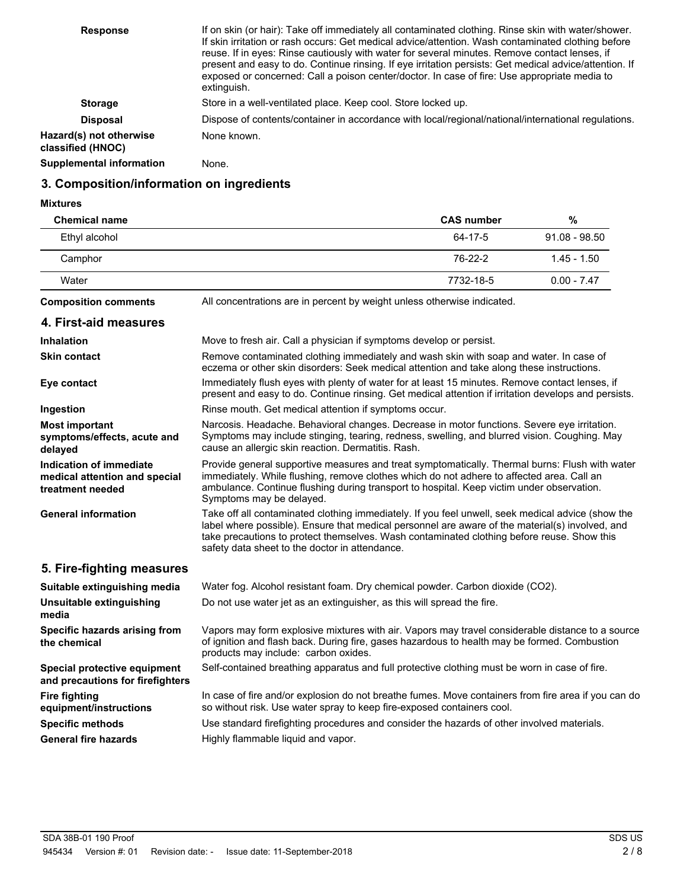**Response** If on skin (or hair): Take off immediately all contaminated clothing. Rinse skin with water/shower. If skin irritation or rash occurs: Get medical advice/attention. Wash contaminated clothing before reuse. If in eyes: Rinse cautiously with water for several minutes. Remove contact lenses, if present and easy to do. Continue rinsing. If eye irritation persists: Get medical advice/attention. If exposed or concerned: Call a poison center/doctor. In case of fire: Use appropriate media to extinguish.

**Storage** Store in a well-ventilated place. Keep cool. Store locked up.

**Disposal** Dispose of contents/container in accordance with local/regional/national/international regulations.

**Hazard(s) not otherwise classified (HNOC)** None known.

**Supplemental information** None.

## 3. Composition/information on ingredients

**Mixtures**

| Chemical name | CAS number | % |
|---|---|---|
| Ethyl alcohol | 64-17-5 | 91.08 - 98.50 |
| Camphor | 76-22-2 | 1.45 - 1.50 |
| Water | 7732-18-5 | 0.00 - 7.47 |

**Composition comments** All concentrations are in percent by weight unless otherwise indicated.

## 4. First-aid measures

**Inhalation** Move to fresh air. Call a physician if symptoms develop or persist.

**Skin contact** Remove contaminated clothing immediately and wash skin with soap and water. In case of eczema or other skin disorders: Seek medical attention and take along these instructions.

**Eye contact** Immediately flush eyes with plenty of water for at least 15 minutes. Remove contact lenses, if present and easy to do. Continue rinsing. Get medical attention if irritation develops and persists.

**Ingestion** Rinse mouth. Get medical attention if symptoms occur.

**Most important symptoms/effects, acute and delayed** Narcosis. Headache. Behavioral changes. Decrease in motor functions. Severe eye irritation. Symptoms may include stinging, tearing, redness, swelling, and blurred vision. Coughing. May cause an allergic skin reaction. Dermatitis. Rash.

**Indication of immediate medical attention and special treatment needed** Provide general supportive measures and treat symptomatically. Thermal burns: Flush with water immediately. While flushing, remove clothes which do not adhere to affected area. Call an ambulance. Continue flushing during transport to hospital. Keep victim under observation. Symptoms may be delayed.

**General information** Take off all contaminated clothing immediately. If you feel unwell, seek medical advice (show the label where possible). Ensure that medical personnel are aware of the material(s) involved, and take precautions to protect themselves. Wash contaminated clothing before reuse. Show this safety data sheet to the doctor in attendance.

## 5. Fire-fighting measures

**Suitable extinguishing media** Water fog. Alcohol resistant foam. Dry chemical powder. Carbon dioxide ($CO_2$).

**Unsuitable extinguishing media** Do not use water jet as an extinguisher, as this will spread the fire.

**Specific hazards arising from the chemical** Vapors may form explosive mixtures with air. Vapors may travel considerable distance to a source of ignition and flash back. During fire, gases hazardous to health may be formed. Combustion products may include: carbon oxides.

**Special protective equipment and precautions for firefighters** Self-contained breathing apparatus and full protective clothing must be worn in case of fire.

**Fire fighting equipment/instructions** In case of fire and/or explosion do not breathe fumes. Move containers from fire area if you can do so without risk. Use water spray to keep fire-exposed containers cool.

**Specific methods** Use standard firefighting procedures and consider the hazards of other involved materials.

**General fire hazards** Highly flammable liquid and vapor.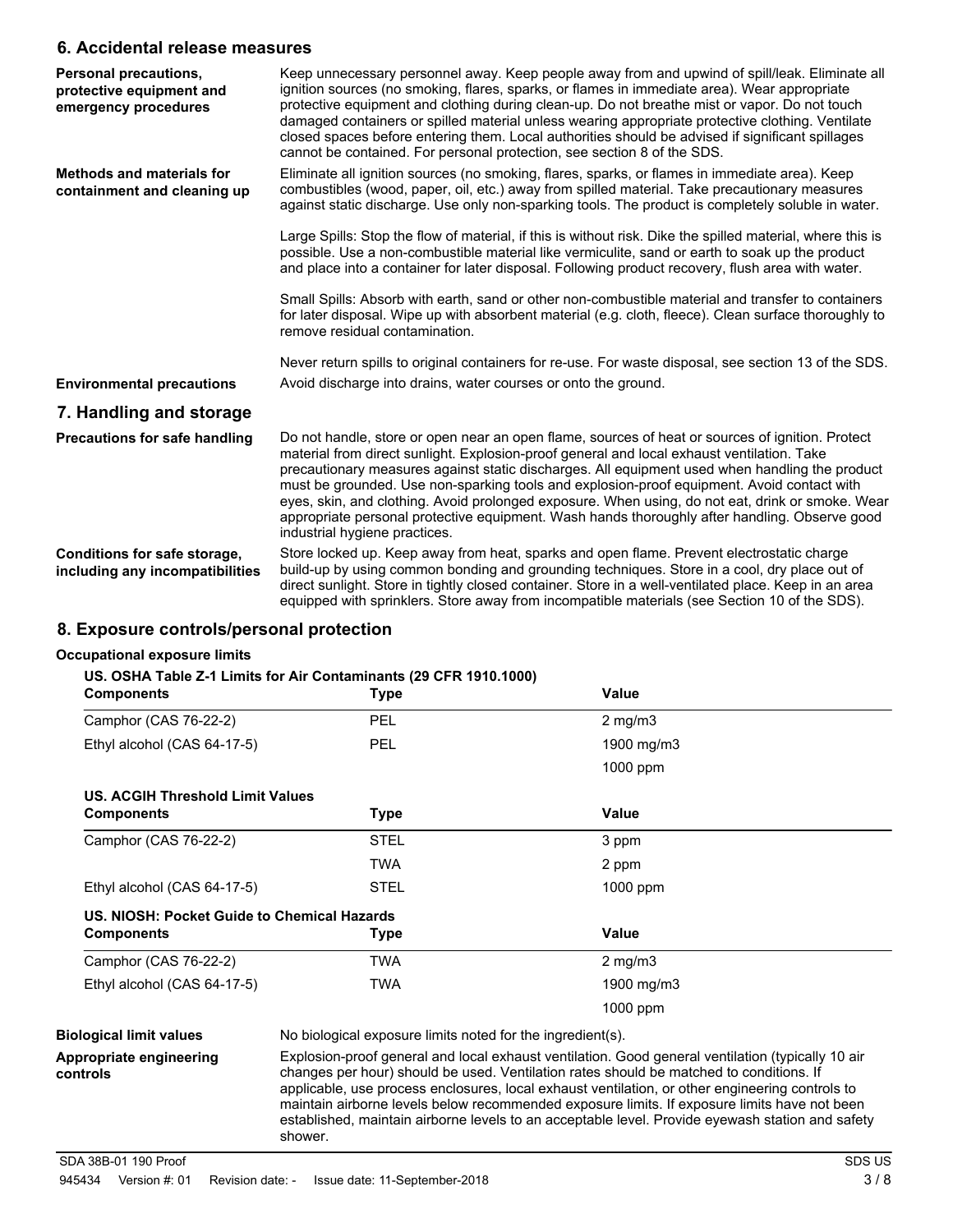## 6. Accidental release measures

**Personal precautions, protective equipment and emergency procedures**

Keep unnecessary personnel away. Keep people away from and upwind of spill/leak. Eliminate all ignition sources (no smoking, flares, sparks, or flames in immediate area). Wear appropriate protective equipment and clothing during clean-up. Do not breathe mist or vapor. Do not touch damaged containers or spilled material unless wearing appropriate protective clothing. Ventilate closed spaces before entering them. Local authorities should be advised if significant spillages cannot be contained. For personal protection, see section 8 of the SDS.

**Methods and materials for containment and cleaning up**

Eliminate all ignition sources (no smoking, flares, sparks, or flames in immediate area). Keep combustibles (wood, paper, oil, etc.) away from spilled material. Take precautionary measures against static discharge. Use only non-sparking tools. The product is completely soluble in water.

Large Spills: Stop the flow of material, if this is without risk. Dike the spilled material, where this is possible. Use a non-combustible material like vermiculite, sand or earth to soak up the product and place into a container for later disposal. Following product recovery, flush area with water.

Small Spills: Absorb with earth, sand or other non-combustible material and transfer to containers for later disposal. Wipe up with absorbent material (e.g. cloth, fleece). Clean surface thoroughly to remove residual contamination.

Never return spills to original containers for re-use. For waste disposal, see section 13 of the SDS.

**Environmental precautions**

Avoid discharge into drains, water courses or onto the ground.

## 7. Handling and storage

**Precautions for safe handling**

Do not handle, store or open near an open flame, sources of heat or sources of ignition. Protect material from direct sunlight. Explosion-proof general and local exhaust ventilation. Take precautionary measures against static discharges. All equipment used when handling the product must be grounded. Use non-sparking tools and explosion-proof equipment. Avoid contact with eyes, skin, and clothing. Avoid prolonged exposure. When using, do not eat, drink or smoke. Wear appropriate personal protective equipment. Wash hands thoroughly after handling. Observe good industrial hygiene practices.

**Conditions for safe storage, including any incompatibilities**

Store locked up. Keep away from heat, sparks and open flame. Prevent electrostatic charge build-up by using common bonding and grounding techniques. Store in a cool, dry place out of direct sunlight. Store in tightly closed container. Store in a well-ventilated place. Keep in an area equipped with sprinklers. Store away from incompatible materials (see Section 10 of the SDS).

## 8. Exposure controls/personal protection

**Occupational exposure limits**

**US. OSHA Table Z-1 Limits for Air Contaminants (29 CFR 1910.1000)**

| Components | Type | Value |
|---|---|---|
| Camphor (CAS 76-22-2) | PEL | 2 mg/m3 |
| Ethyl alcohol (CAS 64-17-5) | PEL | 1900 mg/m3 |
| | | 1000 ppm |

**US. ACGIH Threshold Limit Values**

| Components | Type | Value |
|---|---|---|
| Camphor (CAS 76-22-2) | STEL | 3 ppm |
| | TWA | 2 ppm |
| Ethyl alcohol (CAS 64-17-5) | STEL | 1000 ppm |

**US. NIOSH: Pocket Guide to Chemical Hazards**

| Components | Type | Value |
|---|---|---|
| Camphor (CAS 76-22-2) | TWA | 2 mg/m3 |
| Ethyl alcohol (CAS 64-17-5) | TWA | 1900 mg/m3 |
| | | 1000 ppm |

**Biological limit values**

No biological exposure limits noted for the ingredient(s).

**Appropriate engineering controls**

Explosion-proof general and local exhaust ventilation. Good general ventilation (typically 10 air changes per hour) should be used. Ventilation rates should be matched to conditions. If applicable, use process enclosures, local exhaust ventilation, or other engineering controls to maintain airborne levels below recommended exposure limits. If exposure limits have not been established, maintain airborne levels to an acceptable level. Provide eyewash station and safety shower.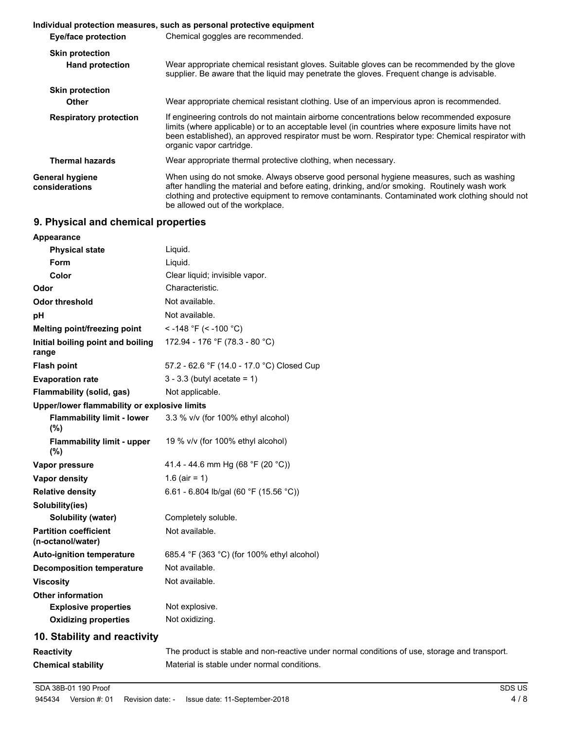**Individual protection measures, such as personal protective equipment**

| | |
|---|---|
| **Eye/face protection** | Chemical goggles are recommended. |
| **Skin protection** | |
| **Hand protection** | Wear appropriate chemical resistant gloves. Suitable gloves can be recommended by the glove supplier. Be aware that the liquid may penetrate the gloves. Frequent change is advisable. |
| **Skin protection** | |
| **Other** | Wear appropriate chemical resistant clothing. Use of an impervious apron is recommended. |
| **Respiratory protection** | If engineering controls do not maintain airborne concentrations below recommended exposure limits (where applicable) or to an acceptable level (in countries where exposure limits have not been established), an approved respirator must be worn. Respirator type: Chemical respirator with organic vapor cartridge. |
| **Thermal hazards** | Wear appropriate thermal protective clothing, when necessary. |
| **General hygiene considerations** | When using do not smoke. Always observe good personal hygiene measures, such as washing after handling the material and before eating, drinking, and/or smoking. Routinely wash work clothing and protective equipment to remove contaminants. Contaminated work clothing should not be allowed out of the workplace. |

## 9. Physical and chemical properties

| | |
|---|---|
| **Appearance** | |
| **Physical state** | Liquid. |
| **Form** | Liquid. |
| **Color** | Clear liquid; invisible vapor. |
| **Odor** | Characteristic. |
| **Odor threshold** | Not available. |
| **pH** | Not available. |
| **Melting point/freezing point** | < -148 °F (< -100 °C) |
| **Initial boiling point and boiling range** | 172.94 - 176 °F (78.3 - 80 °C) |
| **Flash point** | 57.2 - 62.6 °F (14.0 - 17.0 °C) Closed Cup |
| **Evaporation rate** | 3 - 3.3 (butyl acetate = 1) |
| **Flammability (solid, gas)** | Not applicable. |
| **Upper/lower flammability or explosive limits** | |
| **Flammability limit - lower (%)** | 3.3 % v/v (for 100% ethyl alcohol) |
| **Flammability limit - upper (%)** | 19 % v/v (for 100% ethyl alcohol) |
| **Vapor pressure** | 41.4 - 44.6 mm Hg (68 °F (20 °C)) |
| **Vapor density** | 1.6 (air = 1) |
| **Relative density** | 6.61 - 6.804 lb/gal (60 °F (15.56 °C)) |
| **Solubility(ies)** | |
| **Solubility (water)** | Completely soluble. |
| **Partition coefficient (n-octanol/water)** | Not available. |
| **Auto-ignition temperature** | 685.4 °F (363 °C) (for 100% ethyl alcohol) |
| **Decomposition temperature** | Not available. |
| **Viscosity** | Not available. |
| **Other information** | |
| **Explosive properties** | Not explosive. |
| **Oxidizing properties** | Not oxidizing. |

## 10. Stability and reactivity

| | |
|---|---|
| **Reactivity** | The product is stable and non-reactive under normal conditions of use, storage and transport. |
| **Chemical stability** | Material is stable under normal conditions. |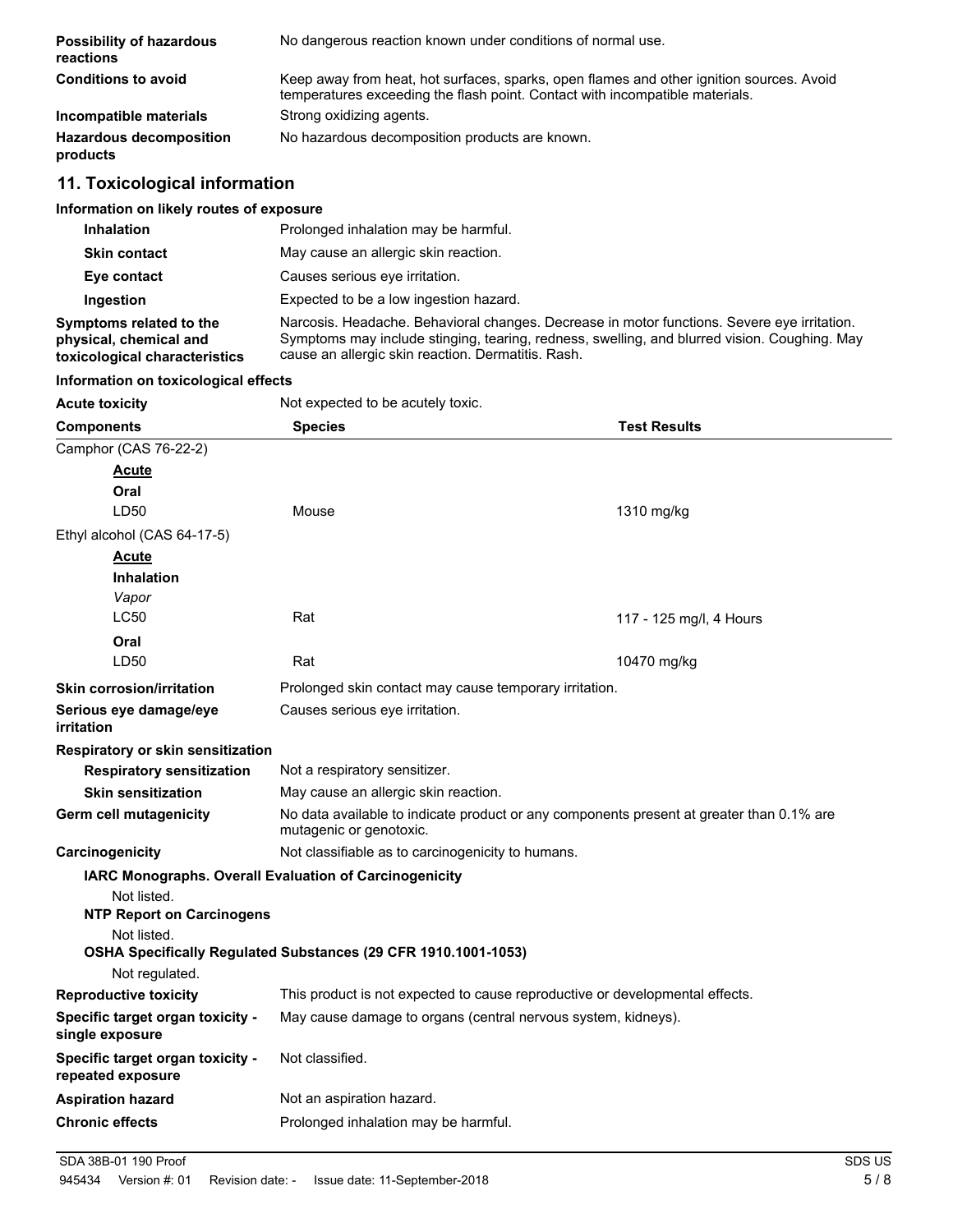| | |
|---|---|
| **Possibility of hazardous reactions** | No dangerous reaction known under conditions of normal use. |
| **Conditions to avoid** | Keep away from heat, hot surfaces, sparks, open flames and other ignition sources. Avoid temperatures exceeding the flash point. Contact with incompatible materials. |
| **Incompatible materials** | Strong oxidizing agents. |
| **Hazardous decomposition products** | No hazardous decomposition products are known. |

## 11. Toxicological information

**Information on likely routes of exposure**

| | |
|---|---|
| **Inhalation** | Prolonged inhalation may be harmful. |
| **Skin contact** | May cause an allergic skin reaction. |
| **Eye contact** | Causes serious eye irritation. |
| **Ingestion** | Expected to be a low ingestion hazard. |
| **Symptoms related to the physical, chemical and toxicological characteristics** | Narcosis. Headache. Behavioral changes. Decrease in motor functions. Severe eye irritation. Symptoms may include stinging, tearing, redness, swelling, and blurred vision. Coughing. May cause an allergic skin reaction. Dermatitis. Rash. |

**Information on toxicological effects**

**Acute toxicity** Not expected to be acutely toxic.

| Components | Species | Test Results |
|---|---|---|
| Camphor (CAS 76-22-2) | | |
| **Acute** | | |
| **Oral** | | |
| LD50 | Mouse | 1310 mg/kg |
| Ethyl alcohol (CAS 64-17-5) | | |
| **Acute** | | |
| **Inhalation** | | |
| *Vapor* | | |
| LC50 | Rat | 117 - 125 mg/l, 4 Hours |
| **Oral** | | |
| LD50 | Rat | 10470 mg/kg |

| | |
|---|---|
| **Skin corrosion/irritation** | Prolonged skin contact may cause temporary irritation. |
| **Serious eye damage/eye irritation** | Causes serious eye irritation. |
| **Respiratory or skin sensitization** | |
| **Respiratory sensitization** | Not a respiratory sensitizer. |
| **Skin sensitization** | May cause an allergic skin reaction. |
| **Germ cell mutagenicity** | No data available to indicate product or any components present at greater than 0.1% are mutagenic or genotoxic. |
| **Carcinogenicity** | Not classifiable as to carcinogenicity to humans. |

**IARC Monographs. Overall Evaluation of Carcinogenicity**

Not listed.

**NTP Report on Carcinogens**

Not listed.

**OSHA Specifically Regulated Substances (29 CFR 1910.1001-1053)**

Not regulated.

| | |
|---|---|
| **Reproductive toxicity** | This product is not expected to cause reproductive or developmental effects. |
| **Specific target organ toxicity - single exposure** | May cause damage to organs (central nervous system, kidneys). |
| **Specific target organ toxicity - repeated exposure** | Not classified. |
| **Aspiration hazard** | Not an aspiration hazard. |
| **Chronic effects** | Prolonged inhalation may be harmful. |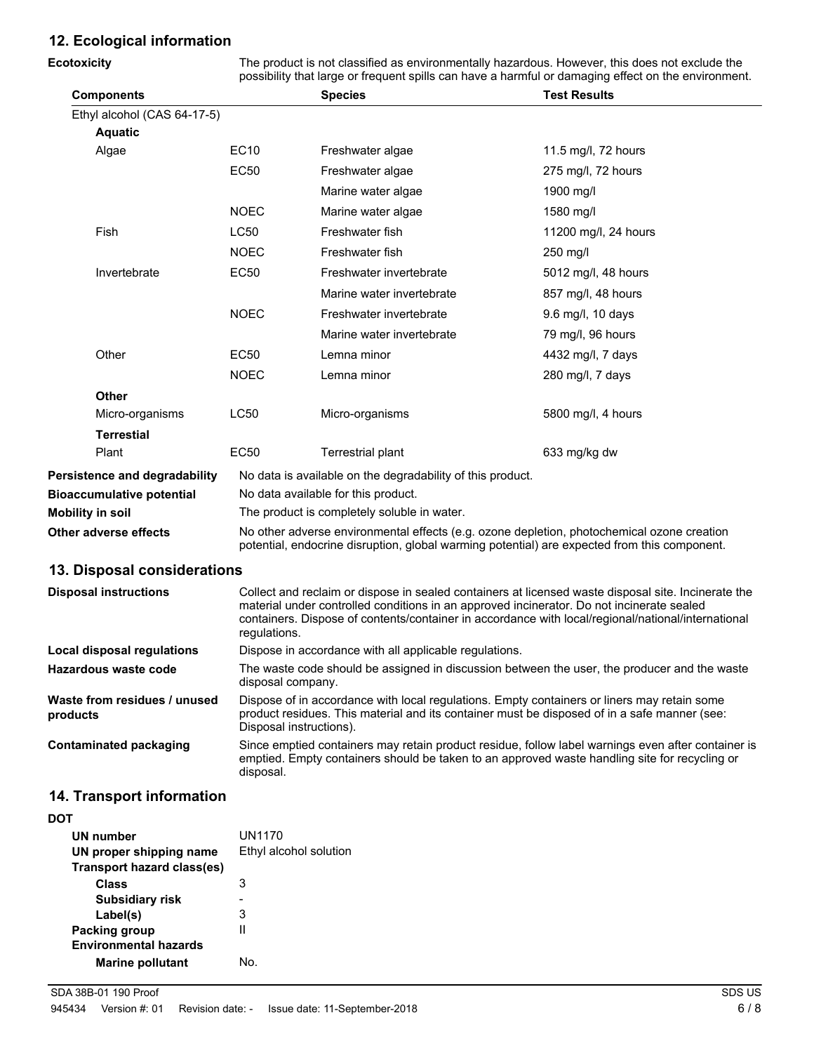## 12. Ecological information

**Ecotoxicity** The product is not classified as environmentally hazardous. However, this does not exclude the possibility that large or frequent spills can have a harmful or damaging effect on the environment.

| Components | | Species | Test Results |
|---|---|---|---|
| Ethyl alcohol (CAS 64-17-5) | | | |
| **Aquatic** | | | |
| Algae | EC10 | Freshwater algae | 11.5 mg/l, 72 hours |
| | EC50 | Freshwater algae | 275 mg/l, 72 hours |
| | | Marine water algae | 1900 mg/l |
| | NOEC | Marine water algae | 1580 mg/l |
| Fish | LC50 | Freshwater fish | 11200 mg/l, 24 hours |
| | NOEC | Freshwater fish | 250 mg/l |
| Invertebrate | EC50 | Freshwater invertebrate | 5012 mg/l, 48 hours |
| | | Marine water invertebrate | 857 mg/l, 48 hours |
| | NOEC | Freshwater invertebrate | 9.6 mg/l, 10 days |
| | | Marine water invertebrate | 79 mg/l, 96 hours |
| Other | EC50 | Lemna minor | 4432 mg/l, 7 days |
| | NOEC | Lemna minor | 280 mg/l, 7 days |
| **Other** | | | |
| Micro-organisms | LC50 | Micro-organisms | 5800 mg/l, 4 hours |
| **Terrestrial** | | | |
| Plant | EC50 | Terrestrial plant | 633 mg/kg dw |

**Persistence and degradability** No data is available on the degradability of this product.

**Bioaccumulative potential** No data available for this product.

**Mobility in soil** The product is completely soluble in water.

**Other adverse effects** No other adverse environmental effects (e.g. ozone depletion, photochemical ozone creation potential, endocrine disruption, global warming potential) are expected from this component.

## 13. Disposal considerations

**Disposal instructions** Collect and reclaim or dispose in sealed containers at licensed waste disposal site. Incinerate the material under controlled conditions in an approved incinerator. Do not incinerate sealed containers. Dispose of contents/container in accordance with local/regional/national/international regulations.

**Local disposal regulations** Dispose in accordance with all applicable regulations.

**Hazardous waste code** The waste code should be assigned in discussion between the user, the producer and the waste disposal company.

**Waste from residues / unused products** Dispose of in accordance with local regulations. Empty containers or liners may retain some product residues. This material and its container must be disposed of in a safe manner (see: Disposal instructions).

**Contaminated packaging** Since emptied containers may retain product residue, follow label warnings even after container is emptied. Empty containers should be taken to an approved waste handling site for recycling or disposal.

## 14. Transport information

**DOT**

**UN number** UN1170

**UN proper shipping name** Ethyl alcohol solution

**Transport hazard class(es)**

- **Class** 3
- **Subsidiary risk** -
- **Label(s)** 3

**Packing group** II

**Environmental hazards**

- **Marine pollutant** No.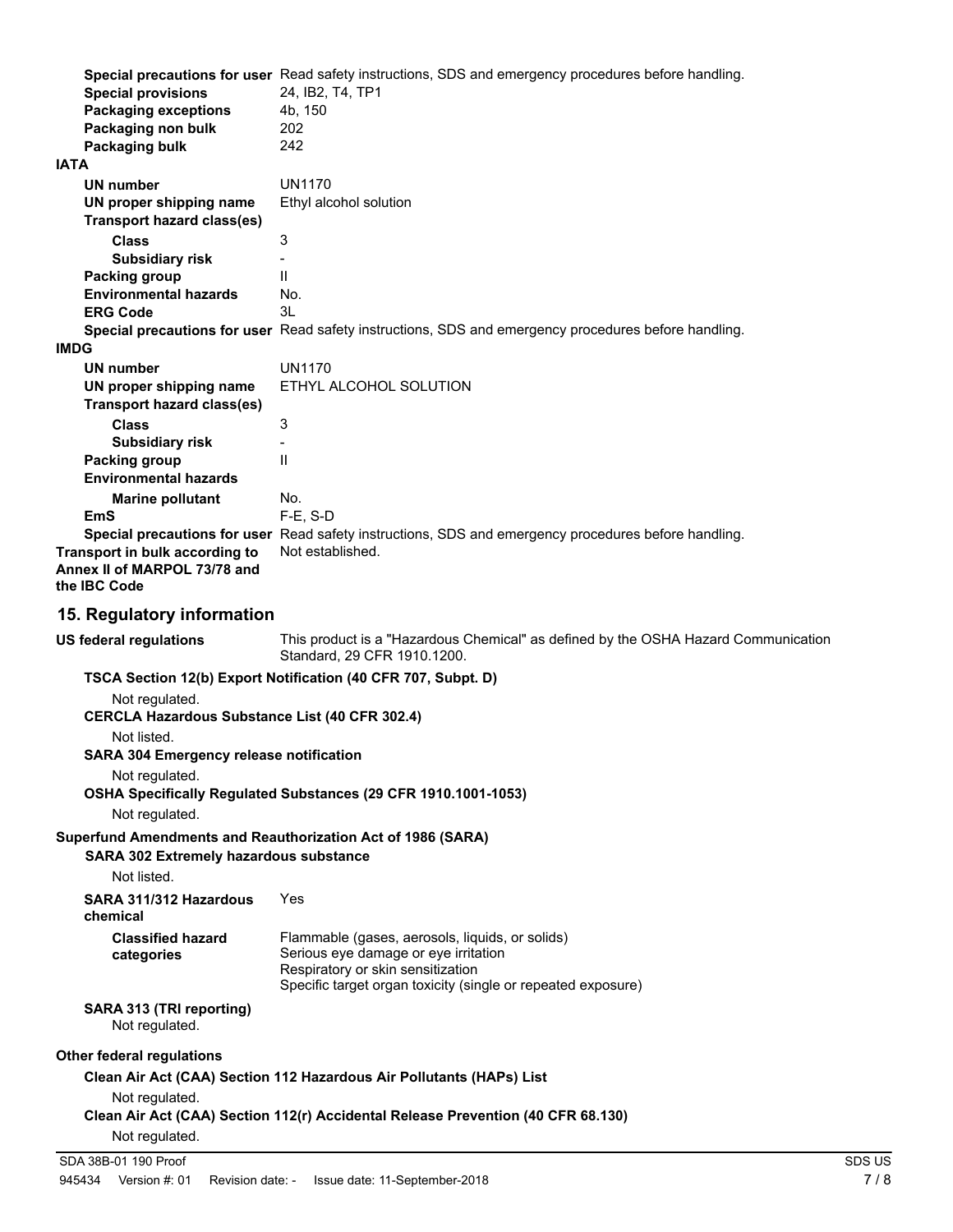**Special precautions for user** Read safety instructions, SDS and emergency procedures before handling.

**Special provisions** 24, IB2, T4, TP1

**Packaging exceptions** 4b, 150

**Packaging non bulk** 202

**Packaging bulk** 242

**IATA**

**UN number** UN1170

**UN proper shipping name** Ethyl alcohol solution

**Transport hazard class(es)**

**Class** 3

**Subsidiary risk** -

**Packing group** II

**Environmental hazards** No.

**ERG Code** 3L

**Special precautions for user** Read safety instructions, SDS and emergency procedures before handling.

**IMDG**

**UN number** UN1170

**UN proper shipping name** ETHYL ALCOHOL SOLUTION

**Transport hazard class(es)**

**Class** 3

**Subsidiary risk** -

**Packing group** II

**Environmental hazards**

**Marine pollutant** No.

**EmS** F-E, S-D

**Special precautions for user** Read safety instructions, SDS and emergency procedures before handling.

**Transport in bulk according to Annex II of MARPOL 73/78 and the IBC Code** Not established.

## 15. Regulatory information

**US federal regulations** This product is a "Hazardous Chemical" as defined by the OSHA Hazard Communication Standard, 29 CFR 1910.1200.

**TSCA Section 12(b) Export Notification (40 CFR 707, Subpt. D)**

Not regulated.

**CERCLA Hazardous Substance List (40 CFR 302.4)**

Not listed.

**SARA 304 Emergency release notification**

Not regulated.

**OSHA Specifically Regulated Substances (29 CFR 1910.1001-1053)**

Not regulated.

**Superfund Amendments and Reauthorization Act of 1986 (SARA)**

**SARA 302 Extremely hazardous substance**

Not listed.

**SARA 311/312 Hazardous chemical** Yes

**Classified hazard categories**

- Flammable (gases, aerosols, liquids, or solids)
- Serious eye damage or eye irritation
- Respiratory or skin sensitization
- Specific target organ toxicity (single or repeated exposure)

**SARA 313 (TRI reporting)**

Not regulated.

**Other federal regulations**

**Clean Air Act (CAA) Section 112 Hazardous Air Pollutants (HAPs) List**

Not regulated.

**Clean Air Act (CAA) Section 112(r) Accidental Release Prevention (40 CFR 68.130)**

Not regulated.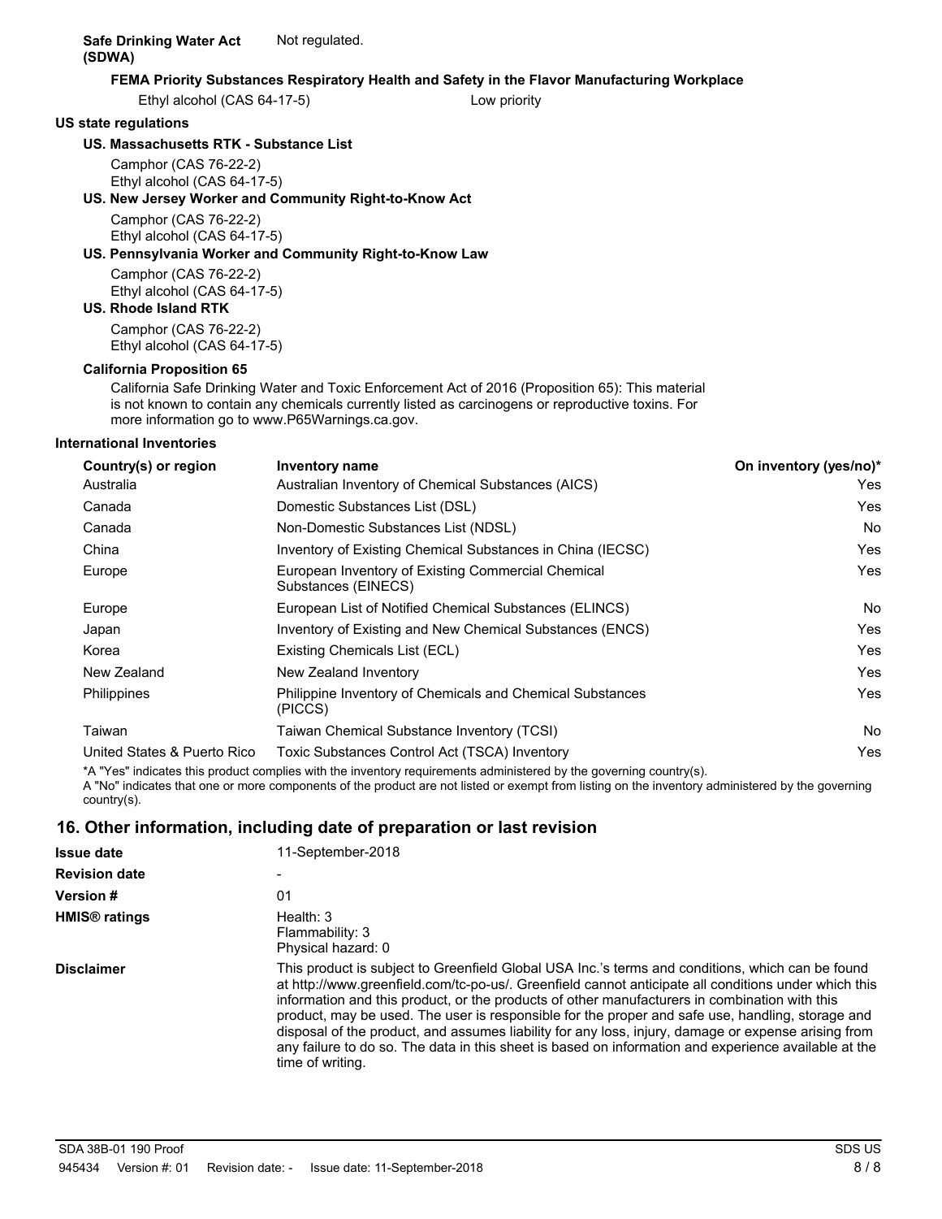**Safe Drinking Water Act (SDWA)** Not regulated.

**FEMA Priority Substances Respiratory Health and Safety in the Flavor Manufacturing Workplace**

Ethyl alcohol (CAS 64-17-5) Low priority

**US state regulations**

**US. Massachusetts RTK - Substance List**

Camphor (CAS 76-22-2)
Ethyl alcohol (CAS 64-17-5)

**US. New Jersey Worker and Community Right-to-Know Act**

Camphor (CAS 76-22-2)
Ethyl alcohol (CAS 64-17-5)

**US. Pennsylvania Worker and Community Right-to-Know Law**

Camphor (CAS 76-22-2)
Ethyl alcohol (CAS 64-17-5)

**US. Rhode Island RTK**

Camphor (CAS 76-22-2)
Ethyl alcohol (CAS 64-17-5)

**California Proposition 65**

California Safe Drinking Water and Toxic Enforcement Act of 2016 (Proposition 65): This material is not known to contain any chemicals currently listed as carcinogens or reproductive toxins. For more information go to www.P65Warnings.ca.gov.

**International Inventories**

| Country(s) or region | Inventory name | On inventory (yes/no)* |
|---|---|---|
| Australia | Australian Inventory of Chemical Substances (AICS) | Yes |
| Canada | Domestic Substances List (DSL) | Yes |
| Canada | Non-Domestic Substances List (NDSL) | No |
| China | Inventory of Existing Chemical Substances in China (IECSC) | Yes |
| Europe | European Inventory of Existing Commercial Chemical Substances (EINECS) | Yes |
| Europe | European List of Notified Chemical Substances (ELINCS) | No |
| Japan | Inventory of Existing and New Chemical Substances (ENCS) | Yes |
| Korea | Existing Chemicals List (ECL) | Yes |
| New Zealand | New Zealand Inventory | Yes |
| Philippines | Philippine Inventory of Chemicals and Chemical Substances (PICCS) | Yes |
| Taiwan | Taiwan Chemical Substance Inventory (TCSI) | No |
| United States & Puerto Rico | Toxic Substances Control Act (TSCA) Inventory | Yes |

*A "Yes" indicates this product complies with the inventory requirements administered by the governing country(s).
A "No" indicates that one or more components of the product are not listed or exempt from listing on the inventory administered by the governing country(s).

## 16. Other information, including date of preparation or last revision

| | |
|---|---|
| **Issue date** | 11-September-2018 |
| **Revision date** | - |
| **Version #** | 01 |
| **HMIS® ratings** | Health: 3<br>Flammability: 3<br>Physical hazard: 0 |
| **Disclaimer** | This product is subject to Greenfield Global USA Inc.'s terms and conditions, which can be found at http://www.greenfield.com/tc-po-us/. Greenfield cannot anticipate all conditions under which this information and this product, or the products of other manufacturers in combination with this product, may be used. The user is responsible for the proper and safe use, handling, storage and disposal of the product, and assumes liability for any loss, injury, damage or expense arising from any failure to do so. The data in this sheet is based on information and experience available at the time of writing. |